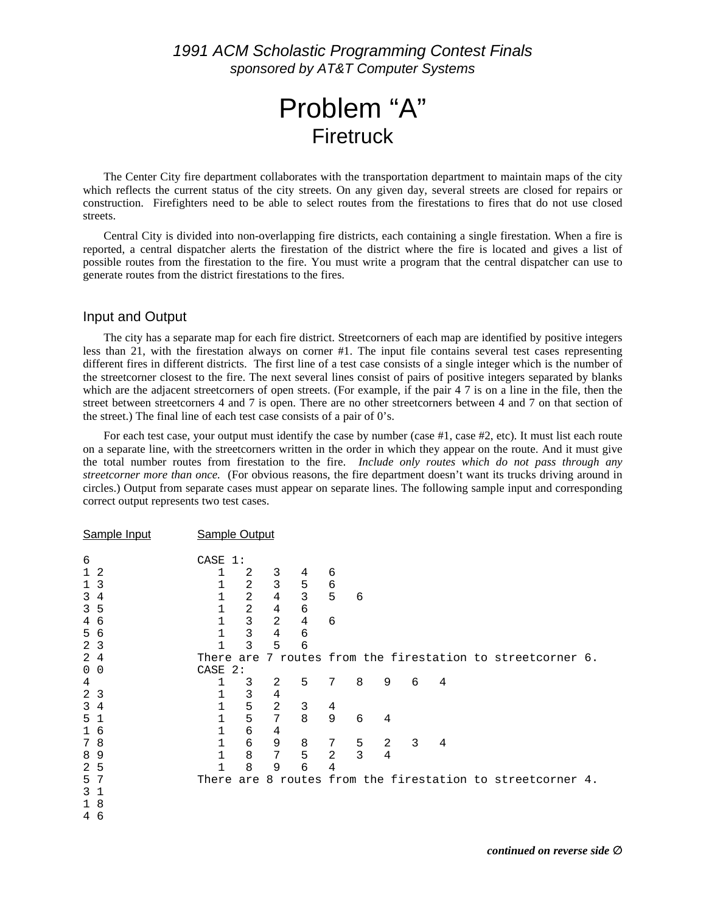*1991 ACM Scholastic Programming Contest Finals*
*sponsored by AT&T Computer Systems*

# Problem "A"
## Firetruck

The Center City fire department collaborates with the transportation department to maintain maps of the city which reflects the current status of the city streets. On any given day, several streets are closed for repairs or construction. Firefighters need to be able to select routes from the firestations to fires that do not use closed streets.

Central City is divided into non-overlapping fire districts, each containing a single firestation. When a fire is reported, a central dispatcher alerts the firestation of the district where the fire is located and gives a list of possible routes from the firestation to the fire. You must write a program that the central dispatcher can use to generate routes from the district firestations to the fires.

### Input and Output

The city has a separate map for each fire district. Streetcorners of each map are identified by positive integers less than 21, with the firestation always on corner #1. The input file contains several test cases representing different fires in different districts. The first line of a test case consists of a single integer which is the number of the streetcorner closest to the fire. The next several lines consist of pairs of positive integers separated by blanks which are the adjacent streetcorners of open streets. (For example, if the pair 4 7 is on a line in the file, then the street between streetcorners 4 and 7 is open. There are no other streetcorners between 4 and 7 on that section of the street.) The final line of each test case consists of a pair of 0's.

For each test case, your output must identify the case by number (case #1, case #2, etc). It must list each route on a separate line, with the streetcorners written in the order in which they appear on the route. And it must give the total number routes from firestation to the fire. *Include only routes which do not pass through any streetcorner more than once.* (For obvious reasons, the fire department doesn't want its trucks driving around in circles.) Output from separate cases must appear on separate lines. The following sample input and corresponding correct output represents two test cases.

Sample Input

```
6
1 2
1 3
3 4
3 5
4 6
5 6
2 3
2 4
0 0
4
2 3
3 4
5 1
1 6
7 8
8 9
2 5
5 7
3 1
1 8
4 6
```

Sample Output

```
CASE 1:
   1   2   3   4   6
   1   2   3   5   6
   1   2   4   3   5   6
   1   2   4   6
   1   3   2   4   6
   1   3   4   6
   1   3   5   6
There are 7 routes from the firestation to streetcorner 6.
CASE 2:
   1   3   2   5   7   8   9   6   4
   1   3   4
   1   5   2   3   4
   1   5   7   8   9   6   4
   1   6   4
   1   6   9   8   7   5   2   3   4
   1   8   7   5   2   3   4
   1   8   9   6   4
There are 8 routes from the firestation to streetcorner 4.
```

***continued on reverse side*** ∅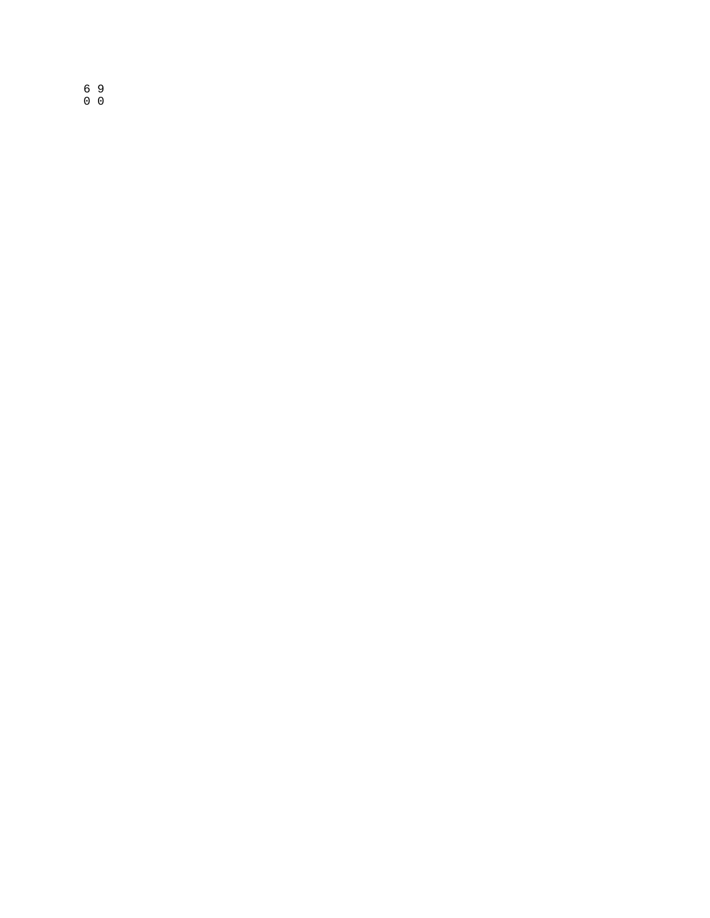6 9
0 0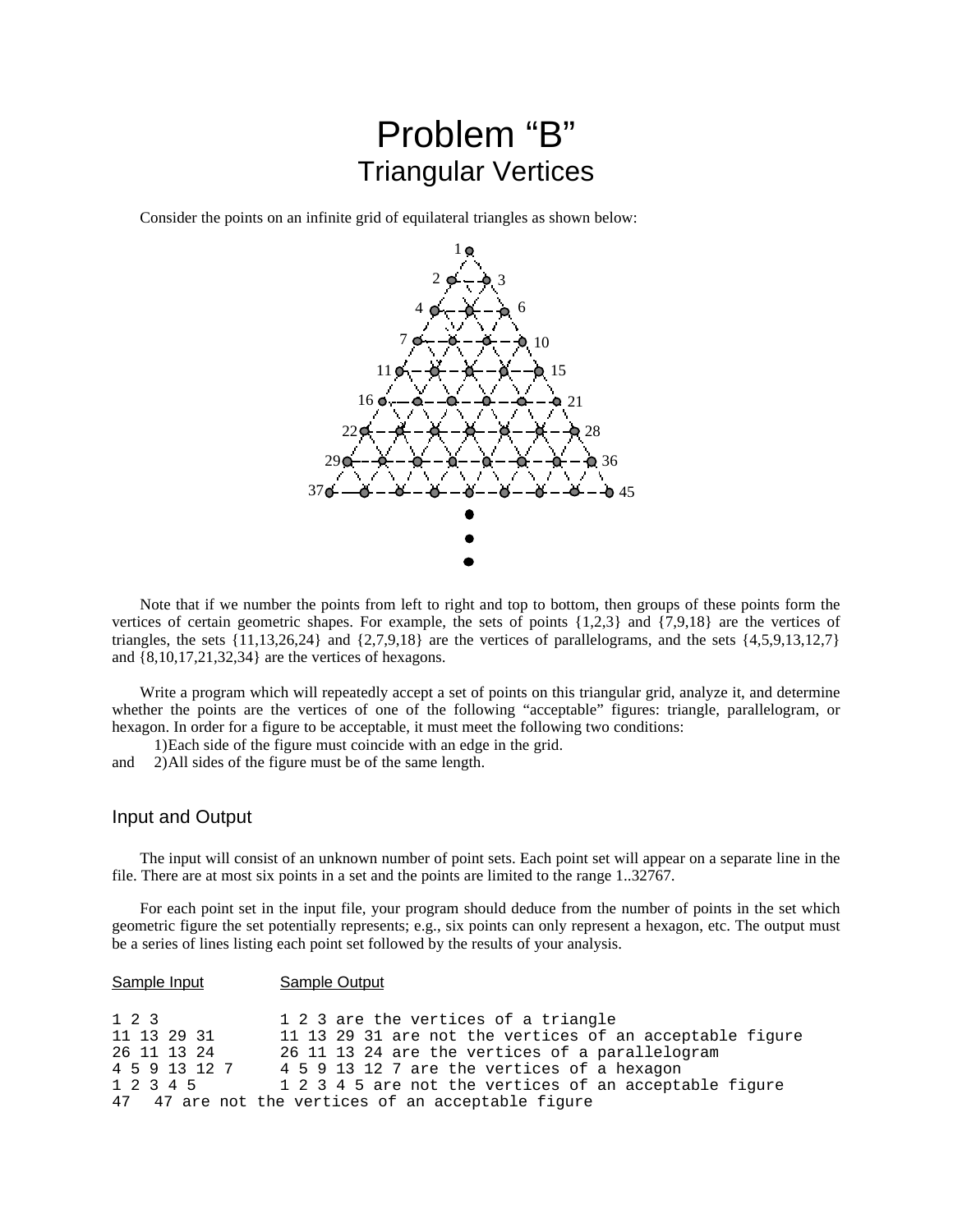# Problem "B"
## Triangular Vertices

Consider the points on an infinite grid of equilateral triangles as shown below:

1
2 3
4 6
7 10
11 15
16 21
22 28
29 36
37 45

Note that if we number the points from left to right and top to bottom, then groups of these points form the vertices of certain geometric shapes. For example, the sets of points {1,2,3} and {7,9,18} are the vertices of triangles, the sets {11,13,26,24} and {2,7,9,18} are the vertices of parallelograms, and the sets {4,5,9,13,12,7} and {8,10,17,21,32,34} are the vertices of hexagons.

Write a program which will repeatedly accept a set of points on this triangular grid, analyze it, and determine whether the points are the vertices of one of the following "acceptable" figures: triangle, parallelogram, or hexagon. In order for a figure to be acceptable, it must meet the following two conditions:

1) Each side of the figure must coincide with an edge in the grid.

and 2) All sides of the figure must be of the same length.

## Input and Output

The input will consist of an unknown number of point sets. Each point set will appear on a separate line in the file. There are at most six points in a set and the points are limited to the range 1..32767.

For each point set in the input file, your program should deduce from the number of points in the set which geometric figure the set potentially represents; e.g., six points can only represent a hexagon, etc. The output must be a series of lines listing each point set followed by the results of your analysis.

| Sample Input | Sample Output |
|---|---|
| 1 2 3 | 1 2 3 are the vertices of a triangle |
| 11 13 29 31 | 11 13 29 31 are not the vertices of an acceptable figure |
| 26 11 13 24 | 26 11 13 24 are the vertices of a parallelogram |
| 4 5 9 13 12 7 | 4 5 9 13 12 7 are the vertices of a hexagon |
| 1 2 3 4 5 | 1 2 3 4 5 are not the vertices of an acceptable figure |
| 47 | 47 are not the vertices of an acceptable figure |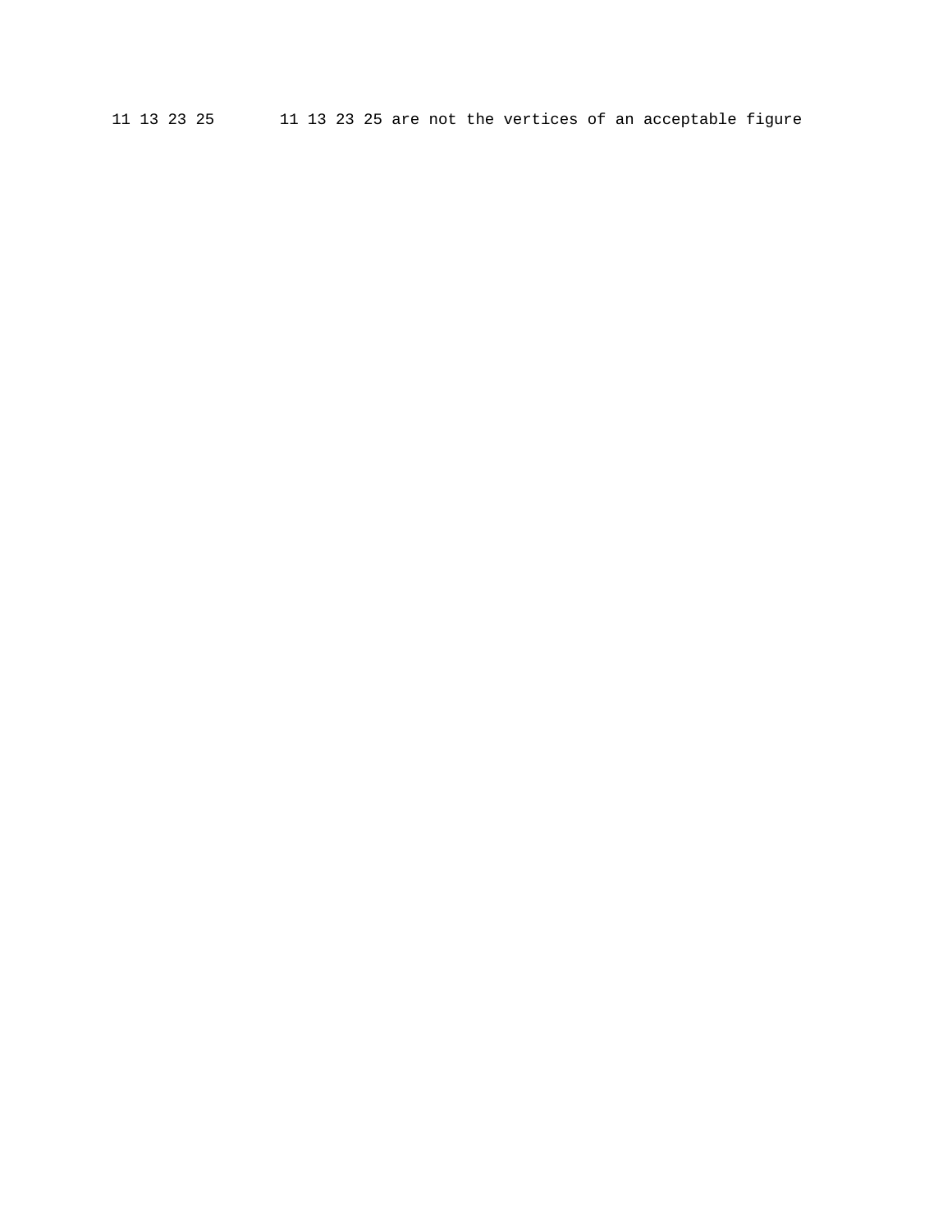```
11 13 23 25       11 13 23 25 are not the vertices of an acceptable figure
```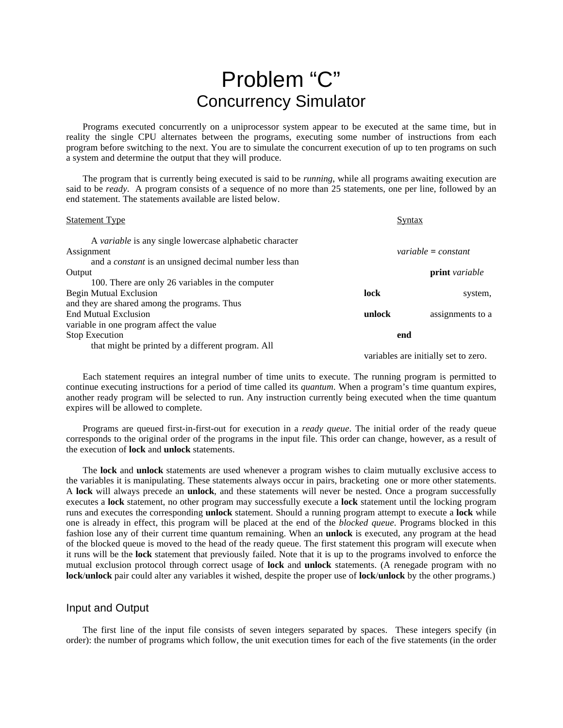# Problem "C"

## Concurrency Simulator

Programs executed concurrently on a uniprocessor system appear to be executed at the same time, but in reality the single CPU alternates between the programs, executing some number of instructions from each program before switching to the next. You are to simulate the concurrent execution of up to ten programs on such a system and determine the output that they will produce.

The program that is currently being executed is said to be *running*, while all programs awaiting execution are said to be *ready*. A program consists of a sequence of no more than 25 statements, one per line, followed by an end statement. The statements available are listed below.

| Statement Type | Syntax |
|---|---|
| Assignment | *variable* = *constant* |
| Output | **print** *variable* |
| Begin Mutual Exclusion | **lock** |
| End Mutual Exclusion | **unlock** |
| Stop Execution | **end** |

A *variable* is any single lowercase alphabetic character and a *constant* is an unsigned decimal number less than 100. There are only 26 variables in the computer system, and they are shared among the programs. Thus assignments to a variable in one program affect the value that might be printed by a different program. All variables are initially set to zero.

Each statement requires an integral number of time units to execute. The running program is permitted to continue executing instructions for a period of time called its *quantum*. When a program's time quantum expires, another ready program will be selected to run. Any instruction currently being executed when the time quantum expires will be allowed to complete.

Programs are queued first-in-first-out for execution in a *ready queue*. The initial order of the ready queue corresponds to the original order of the programs in the input file. This order can change, however, as a result of the execution of **lock** and **unlock** statements.

The **lock** and **unlock** statements are used whenever a program wishes to claim mutually exclusive access to the variables it is manipulating. These statements always occur in pairs, bracketing one or more other statements. A **lock** will always precede an **unlock**, and these statements will never be nested. Once a program successfully executes a **lock** statement, no other program may successfully execute a **lock** statement until the locking program runs and executes the corresponding **unlock** statement. Should a running program attempt to execute a **lock** while one is already in effect, this program will be placed at the end of the *blocked queue*. Programs blocked in this fashion lose any of their current time quantum remaining. When an **unlock** is executed, any program at the head of the blocked queue is moved to the head of the ready queue. The first statement this program will execute when it runs will be the **lock** statement that previously failed. Note that it is up to the programs involved to enforce the mutual exclusion protocol through correct usage of **lock** and **unlock** statements. (A renegade program with no **lock**/**unlock** pair could alter any variables it wished, despite the proper use of **lock**/**unlock** by the other programs.)

### Input and Output

The first line of the input file consists of seven integers separated by spaces. These integers specify (in order): the number of programs which follow, the unit execution times for each of the five statements (in the order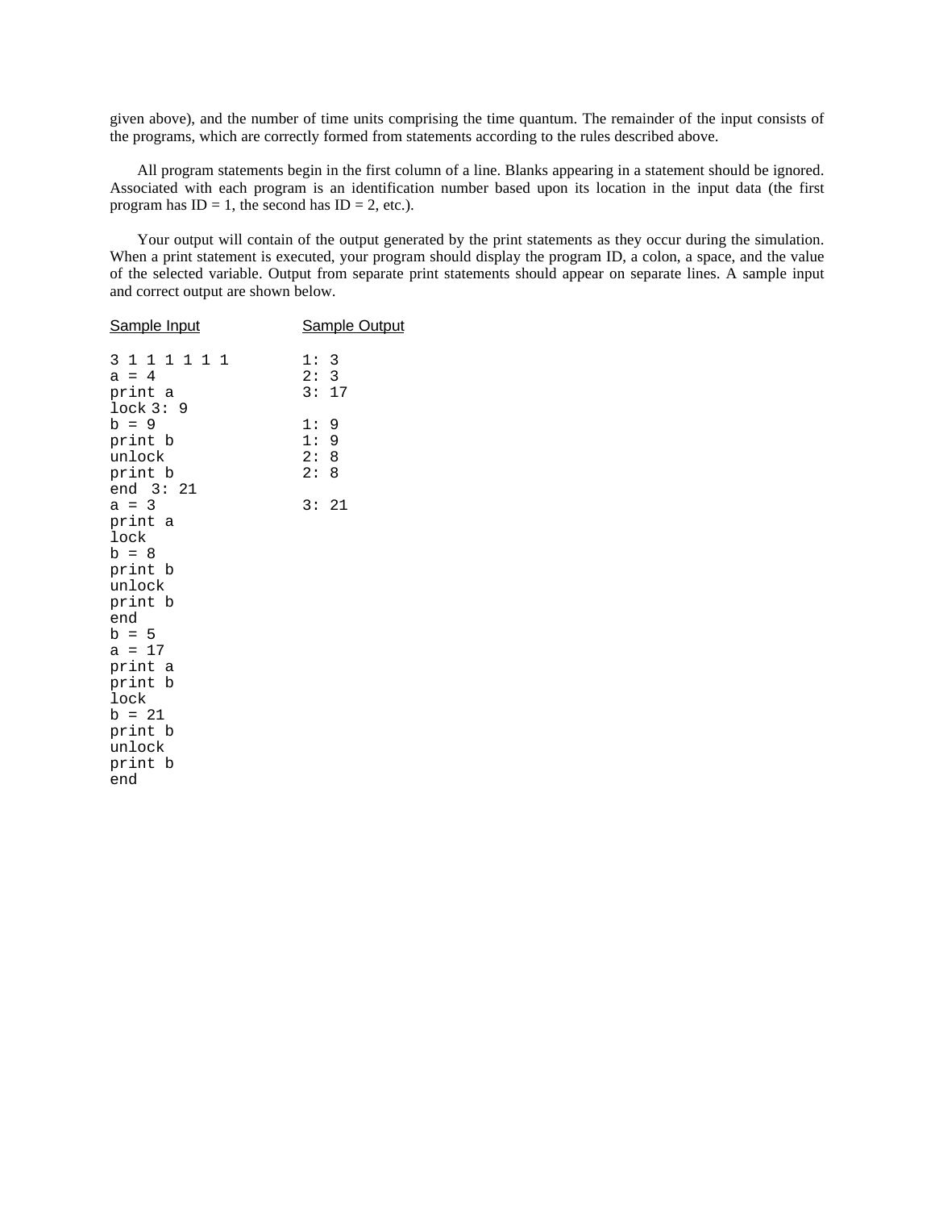given above), and the number of time units comprising the time quantum. The remainder of the input consists of the programs, which are correctly formed from statements according to the rules described above.

All program statements begin in the first column of a line. Blanks appearing in a statement should be ignored. Associated with each program is an identification number based upon its location in the input data (the first program has ID = 1, the second has ID = 2, etc.).

Your output will contain of the output generated by the print statements as they occur during the simulation. When a print statement is executed, your program should display the program ID, a colon, a space, and the value of the selected variable. Output from separate print statements should appear on separate lines. A sample input and correct output are shown below.

Sample Input

```
3 1 1 1 1 1 1
a = 4
print a
lock
b = 9
print b
unlock
print b
end
a = 3
print a
lock
b = 8
print b
unlock
print b
end
b = 5
a = 17
print a
print b
lock
b = 21
print b
unlock
print b
end
```

Sample Output

```
1: 3
2: 3
3: 17
3: 9
1: 9
1: 9
2: 8
2: 8
3: 21
3: 21
```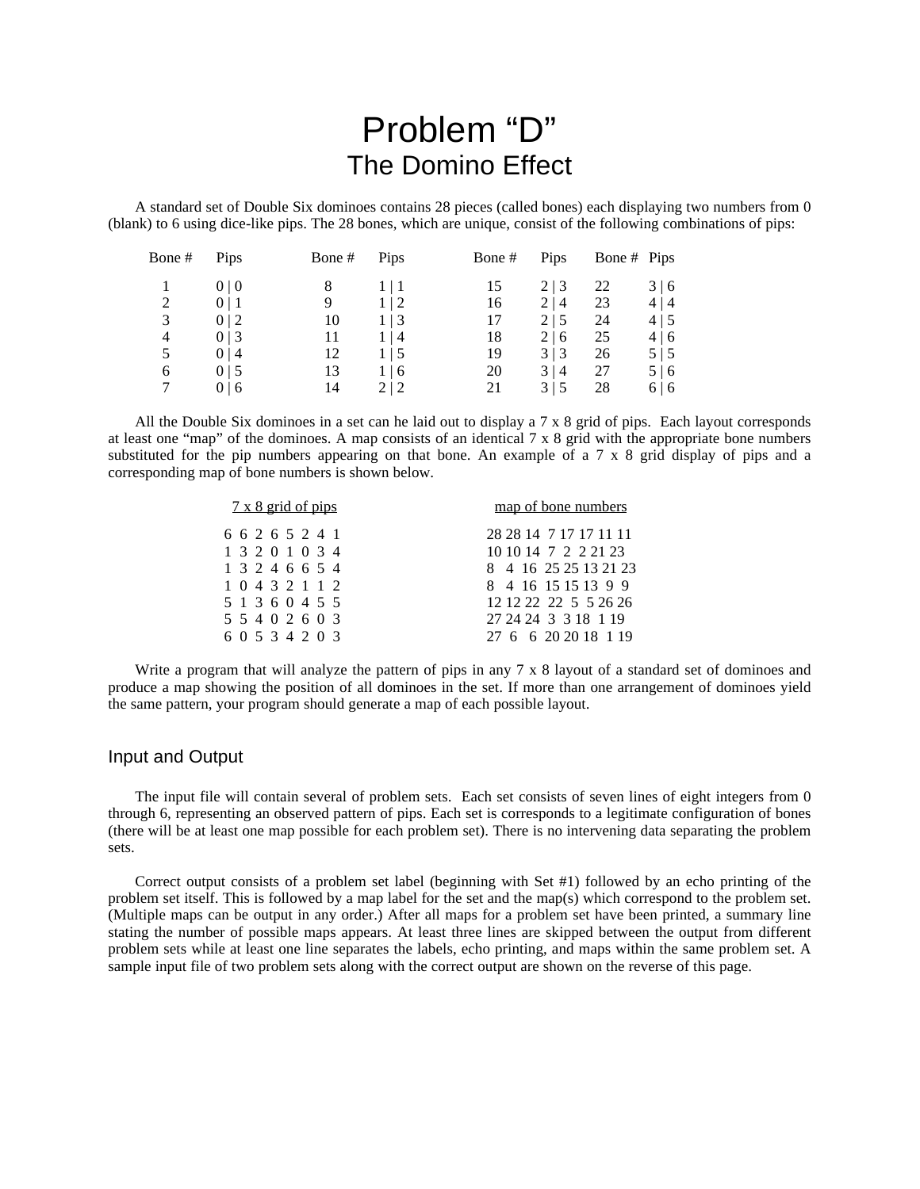# Problem "D"

## The Domino Effect

A standard set of Double Six dominoes contains 28 pieces (called bones) each displaying two numbers from 0 (blank) to 6 using dice-like pips. The 28 bones, which are unique, consist of the following combinations of pips:

| Bone # | Pips | Bone # | Pips | Bone # | Pips | Bone # | Pips |
|---|---|---|---|---|---|---|---|
| 1 | 0 \| 0 | 8 | 1 \| 1 | 15 | 2 \| 3 | 22 | 3 \| 6 |
| 2 | 0 \| 1 | 9 | 1 \| 2 | 16 | 2 \| 4 | 23 | 4 \| 4 |
| 3 | 0 \| 2 | 10 | 1 \| 3 | 17 | 2 \| 5 | 24 | 4 \| 5 |
| 4 | 0 \| 3 | 11 | 1 \| 4 | 18 | 2 \| 6 | 25 | 4 \| 6 |
| 5 | 0 \| 4 | 12 | 1 \| 5 | 19 | 3 \| 3 | 26 | 5 \| 5 |
| 6 | 0 \| 5 | 13 | 1 \| 6 | 20 | 3 \| 4 | 27 | 5 \| 6 |
| 7 | 0 \| 6 | 14 | 2 \| 2 | 21 | 3 \| 5 | 28 | 6 \| 6 |

All the Double Six dominoes in a set can he laid out to display a 7 x 8 grid of pips. Each layout corresponds at least one "map" of the dominoes. A map consists of an identical 7 x 8 grid with the appropriate bone numbers substituted for the pip numbers appearing on that bone. An example of a 7 x 8 grid display of pips and a corresponding map of bone numbers is shown below.

```
7 x 8 grid of pips          map of bone numbers

6 6 2 6 5 2 4 1             28 28 14  7 17 17 11 11
1 3 2 0 1 0 3 4             10 10 14  7  2  2 21 23
1 3 2 4 6 6 5 4              8  4 16 25 25 13 21 23
1 0 4 3 2 1 1 2              8  4 16 15 15 13  9  9
5 1 3 6 0 4 5 5             12 12 22 22  5  5 26 26
5 5 4 0 2 6 0 3             27 24 24  3  3 18  1 19
6 0 5 3 4 2 0 3             27  6  6 20 20 18  1 19
```

Write a program that will analyze the pattern of pips in any 7 x 8 layout of a standard set of dominoes and produce a map showing the position of all dominoes in the set. If more than one arrangement of dominoes yield the same pattern, your program should generate a map of each possible layout.

### Input and Output

The input file will contain several of problem sets. Each set consists of seven lines of eight integers from 0 through 6, representing an observed pattern of pips. Each set is corresponds to a legitimate configuration of bones (there will be at least one map possible for each problem set). There is no intervening data separating the problem sets.

Correct output consists of a problem set label (beginning with Set #1) followed by an echo printing of the problem set itself. This is followed by a map label for the set and the map(s) which correspond to the problem set. (Multiple maps can be output in any order.) After all maps for a problem set have been printed, a summary line stating the number of possible maps appears. At least three lines are skipped between the output from different problem sets while at least one line separates the labels, echo printing, and maps within the same problem set. A sample input file of two problem sets along with the correct output are shown on the reverse of this page.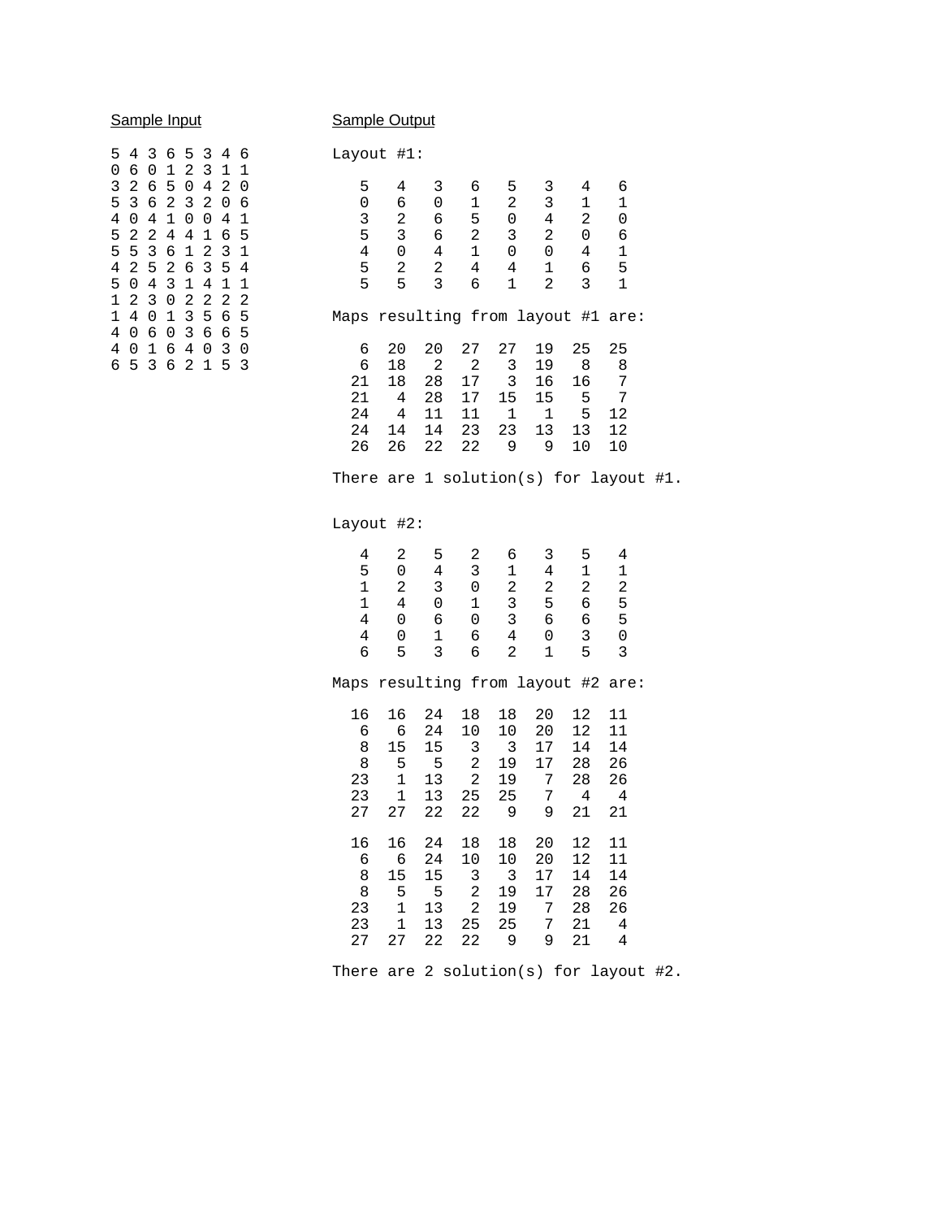Sample Input

```
5 4 3 6 5 3 4 6
0 6 0 1 2 3 1 1
3 2 6 5 0 4 2 0
5 3 6 2 3 2 0 6
4 0 4 1 0 0 4 1
5 2 2 4 4 1 6 5
5 5 3 6 1 2 3 1
4 2 5 2 6 3 5 4
5 0 4 3 1 4 1 1
1 2 3 0 2 2 2 2
1 4 0 1 3 5 6 5
4 0 6 0 3 6 6 5
4 0 1 6 4 0 3 0
6 5 3 6 2 1 5 3
```

Sample Output

```
Layout #1:

   5   4   3   6   5   3   4   6
   0   6   0   1   2   3   1   1
   3   2   6   5   0   4   2   0
   5   3   6   2   3   2   0   6
   4   0   4   1   0   0   4   1
   5   2   2   4   4   1   6   5
   5   5   3   6   1   2   3   1

Maps resulting from layout #1 are:

   6  20  20  27  27  19  25  25
   6  18   2   2   3  19   8   8
  21  18  28  17   3  16  16   7
  21   4  28  17  15  15   5   7
  24   4  11  11   1   1   5  12
  24  14  14  23  23  13  13  12
  26  26  22  22   9   9  10  10

There are 1 solution(s) for layout #1.


Layout #2:

   4   2   5   2   6   3   5   4
   5   0   4   3   1   4   1   1
   1   2   3   0   2   2   2   2
   1   4   0   1   3   5   6   5
   4   0   6   0   3   6   6   5
   4   0   1   6   4   0   3   0
   6   5   3   6   2   1   5   3

Maps resulting from layout #2 are:

  16  16  24  18  18  20  12  11
   6   6  24  10  10  20  12  11
   8  15  15   3   3  17  14  14
   8   5   5   2  19  17  28  26
  23   1  13   2  19   7  28  26
  23   1  13  25  25   7   4   4
  27  27  22  22   9   9  21  21

  16  16  24  18  18  20  12  11
   6   6  24  10  10  20  12  11
   8  15  15   3   3  17  14  14
   8   5   5   2  19  17  28  26
  23   1  13   2  19   7  28  26
  23   1  13  25  25   7  21   4
  27  27  22  22   9   9  21   4

There are 2 solution(s) for layout #2.
```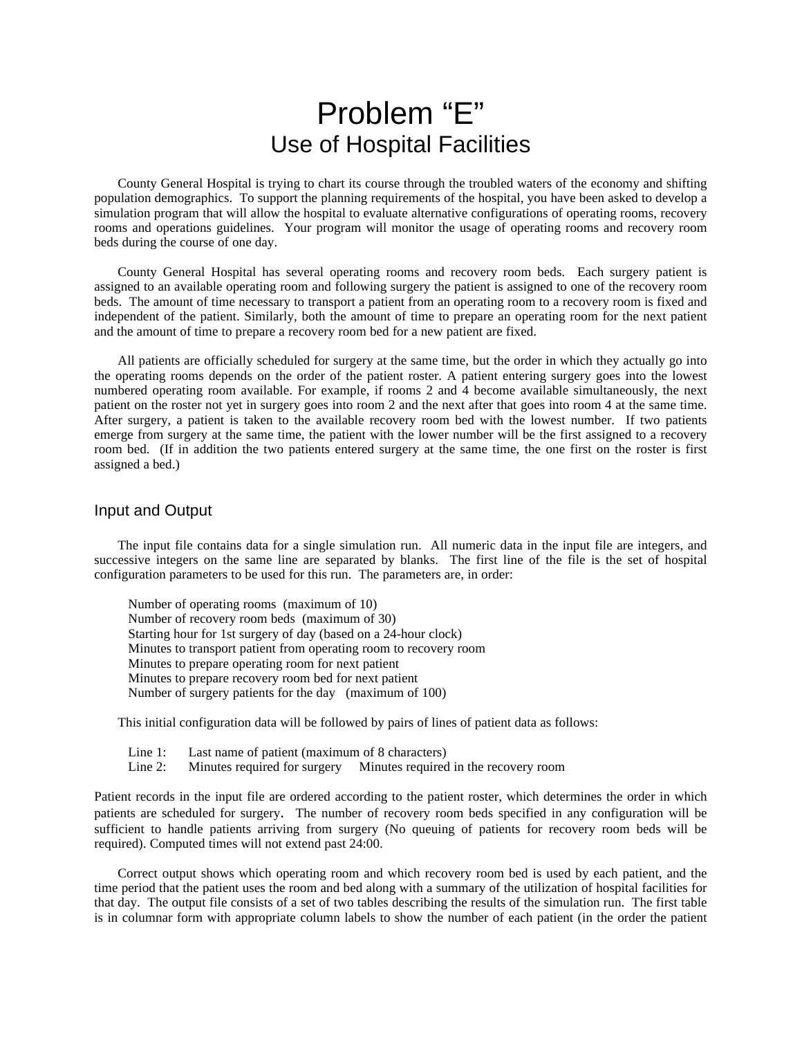# Problem "E"
## Use of Hospital Facilities

County General Hospital is trying to chart its course through the troubled waters of the economy and shifting population demographics. To support the planning requirements of the hospital, you have been asked to develop a simulation program that will allow the hospital to evaluate alternative configurations of operating rooms, recovery rooms and operations guidelines. Your program will monitor the usage of operating rooms and recovery room beds during the course of one day.

County General Hospital has several operating rooms and recovery room beds. Each surgery patient is assigned to an available operating room and following surgery the patient is assigned to one of the recovery room beds. The amount of time necessary to transport a patient from an operating room to a recovery room is fixed and independent of the patient. Similarly, both the amount of time to prepare an operating room for the next patient and the amount of time to prepare a recovery room bed for a new patient are fixed.

All patients are officially scheduled for surgery at the same time, but the order in which they actually go into the operating rooms depends on the order of the patient roster. A patient entering surgery goes into the lowest numbered operating room available. For example, if rooms 2 and 4 become available simultaneously, the next patient on the roster not yet in surgery goes into room 2 and the next after that goes into room 4 at the same time. After surgery, a patient is taken to the available recovery room bed with the lowest number. If two patients emerge from surgery at the same time, the patient with the lower number will be the first assigned to a recovery room bed. (If in addition the two patients entered surgery at the same time, the one first on the roster is first assigned a bed.)

### Input and Output

The input file contains data for a single simulation run. All numeric data in the input file are integers, and successive integers on the same line are separated by blanks. The first line of the file is the set of hospital configuration parameters to be used for this run. The parameters are, in order:

Number of operating rooms (maximum of 10)
Number of recovery room beds (maximum of 30)
Starting hour for 1st surgery of day (based on a 24-hour clock)
Minutes to transport patient from operating room to recovery room
Minutes to prepare operating room for next patient
Minutes to prepare recovery room bed for next patient
Number of surgery patients for the day (maximum of 100)

This initial configuration data will be followed by pairs of lines of patient data as follows:

Line 1: Last name of patient (maximum of 8 characters)
Line 2: Minutes required for surgery Minutes required in the recovery room

Patient records in the input file are ordered according to the patient roster, which determines the order in which patients are scheduled for surgery. The number of recovery room beds specified in any configuration will be sufficient to handle patients arriving from surgery (No queuing of patients for recovery room beds will be required). Computed times will not extend past 24:00.

Correct output shows which operating room and which recovery room bed is used by each patient, and the time period that the patient uses the room and bed along with a summary of the utilization of hospital facilities for that day. The output file consists of a set of two tables describing the results of the simulation run. The first table is in columnar form with appropriate column labels to show the number of each patient (in the order the patient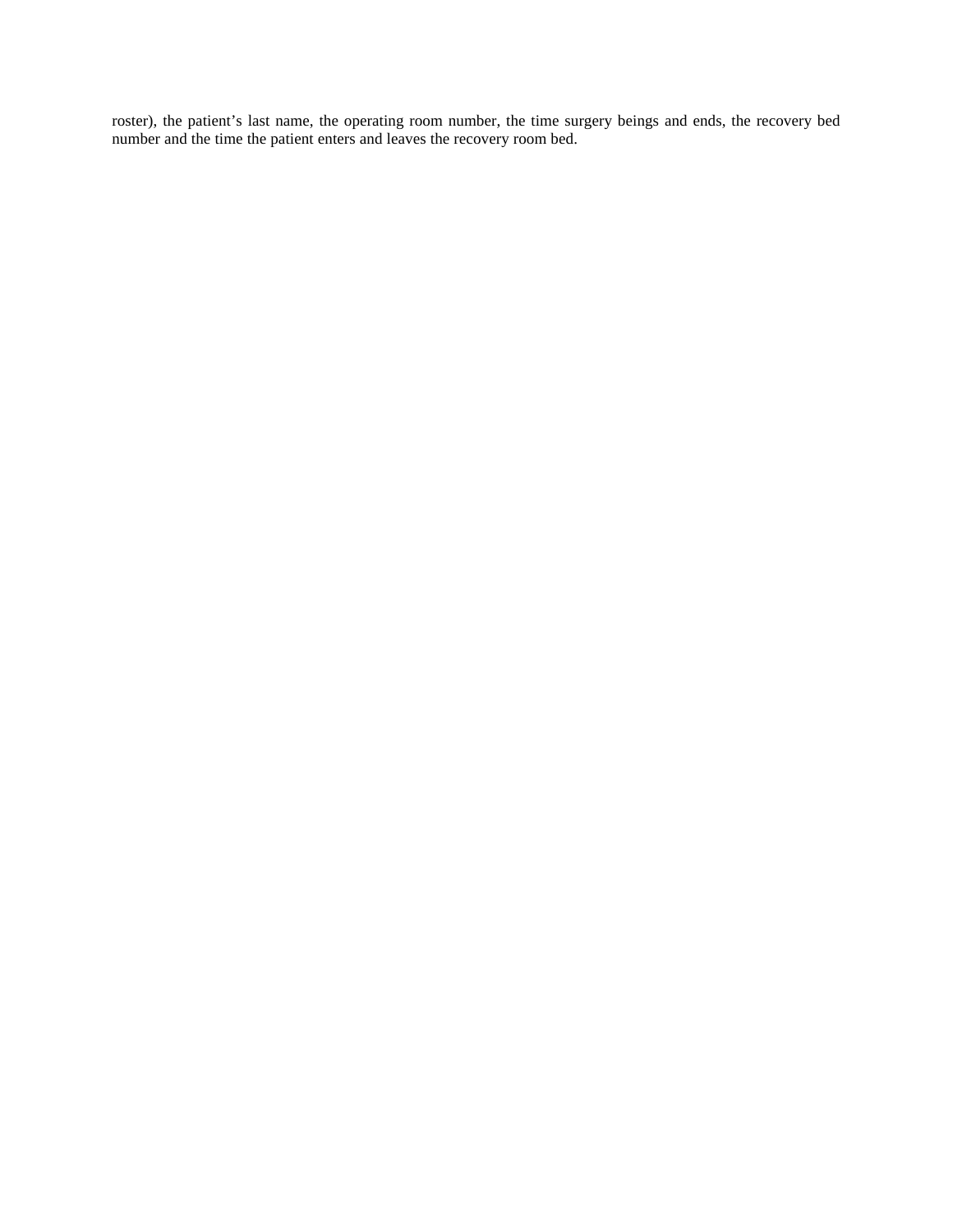roster), the patient’s last name, the operating room number, the time surgery beings and ends, the recovery bed number and the time the patient enters and leaves the recovery room bed.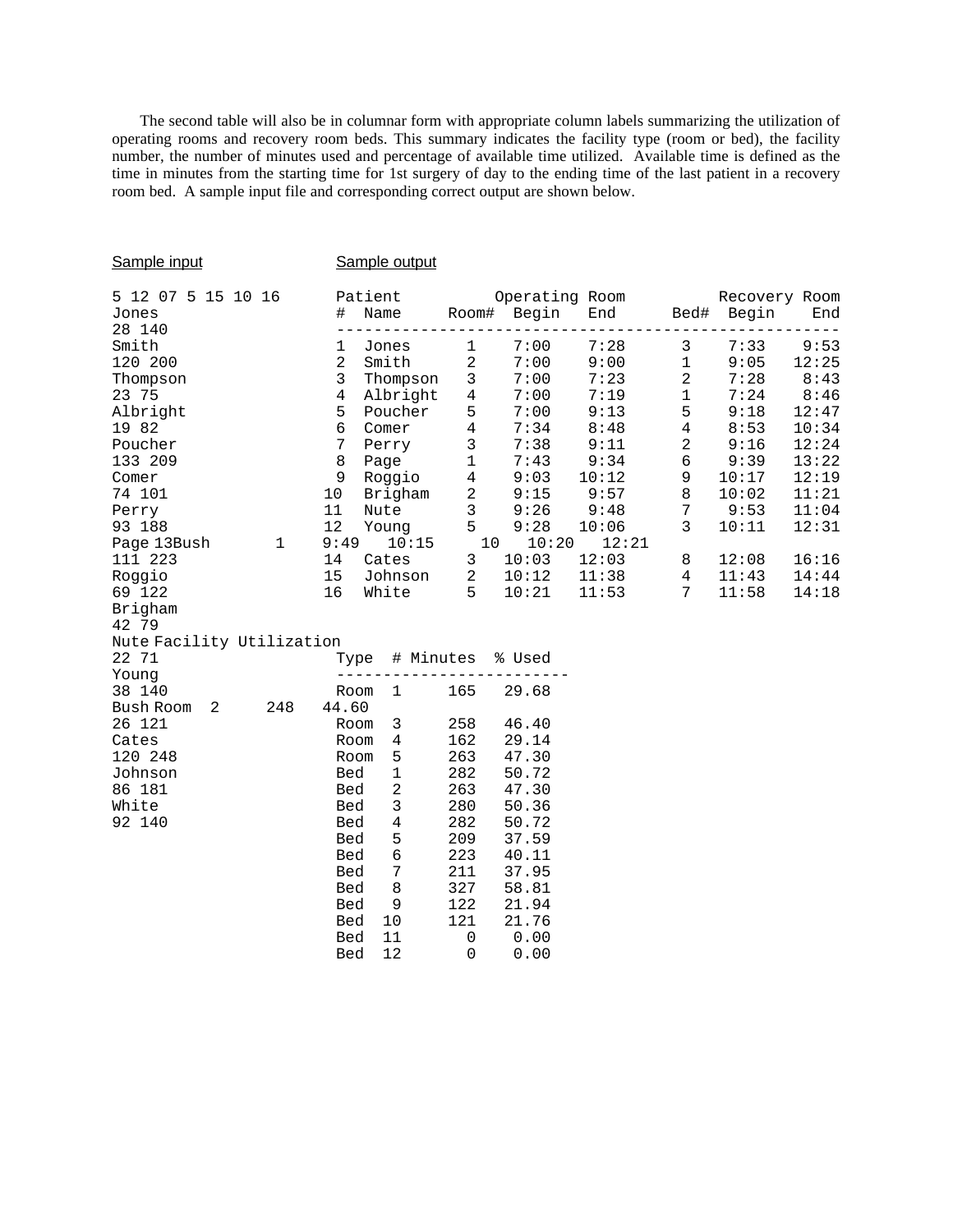<u>Sample input</u>

```
5 12 07 5 15 10 16
Jones
28 140
Smith
120 200
Thompson
23 75
Albright
19 82
Poucher
133 209
Comer
74 101
Perry
93 188
Page
111 223
Roggio
69 122
Brigham
42 79
Nute
22 71
Young
38 140
Bush
26 121
Cates
120 248
Johnson
86 181
White
92 140
```

<u>Sample output</u>

```
  Patient         Operating Room           Recovery Room
 #  Name      Room#  Begin   End     Bed#  Begin    End
-------------------------------------------------------
 1  Jones       1     7:00   7:28      3    7:33    9:53
 2  Smith       2     7:00   9:00      1    9:05   12:25
 3  Thompson    3     7:00   7:23      2    7:28    8:43
 4  Albright    4     7:00   7:19      1    7:24    8:46
 5  Poucher     5     7:00   9:13      5    9:18   12:47
 6  Comer       4     7:34   8:48      4    8:53   10:34
 7  Perry       3     7:38   9:11      2    9:16   12:24
 8  Page        1     7:43   9:34      6    9:39   13:22
 9  Roggio      4     9:03  10:12      9   10:17   12:19
10  Brigham     2     9:15   9:57      8   10:02   11:21
11  Nute        3     9:26   9:48      7    9:53   11:04
12  Young       5     9:28  10:06      3   10:11   12:31
13  Bush        1     9:49  10:15     10   10:20   12:21
14  Cates       3    10:03  12:03      8   12:08   16:16
15  Johnson     2    10:12  11:38      4   11:43   14:44
16  White       5    10:21  11:53      7   11:58   14:18

Facility Utilization
Type  # Minutes  % Used
-------------------------
Room  1    165   29.68
Room  2    248   44.60
Room  3    258   46.40
Room  4    162   29.14
Room  5    263   47.30
Bed   1    282   50.72
Bed   2    263   47.30
Bed   3    280   50.36
Bed   4    282   50.72
Bed   5    209   37.59
Bed   6    223   40.11
Bed   7    211   37.95
Bed   8    327   58.81
Bed   9    122   21.94
Bed  10    121   21.76
Bed  11      0    0.00
Bed  12      0    0.00
```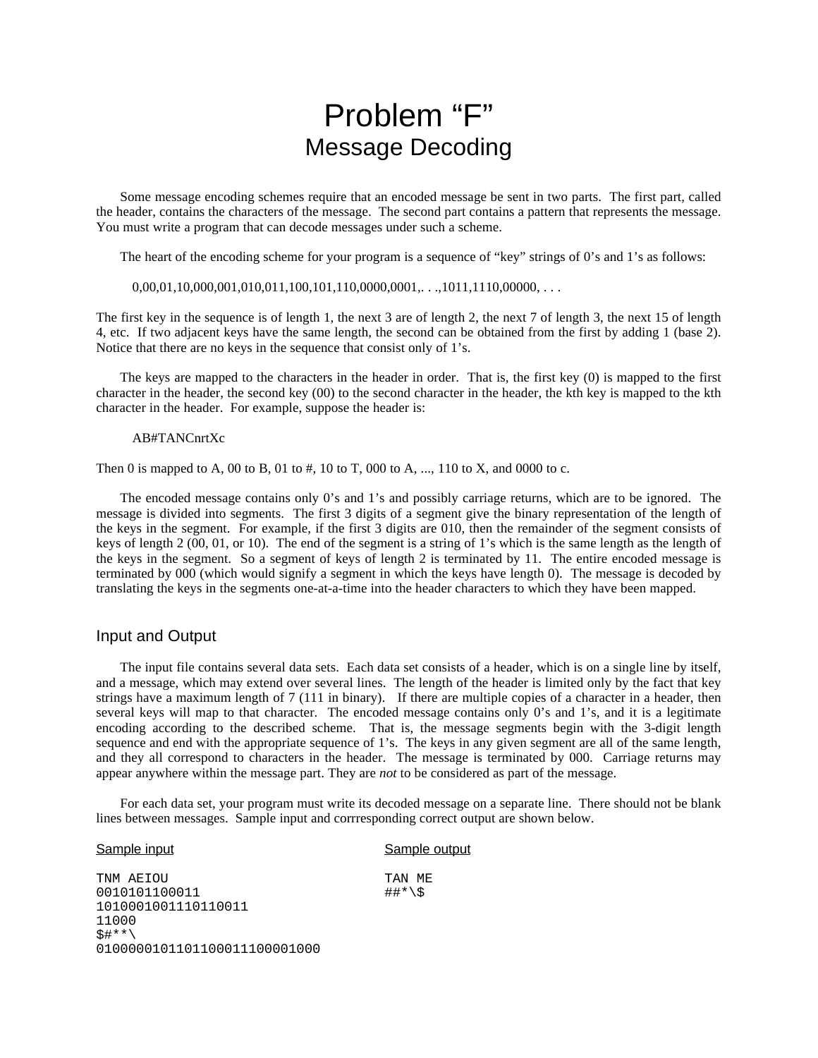# Problem “F”
## Message Decoding

Some message encoding schemes require that an encoded message be sent in two parts. The first part, called the header, contains the characters of the message. The second part contains a pattern that represents the message. You must write a program that can decode messages under such a scheme.

The heart of the encoding scheme for your program is a sequence of “key” strings of 0’s and 1’s as follows:

0,00,01,10,000,001,010,011,100,101,110,0000,0001,. . .,1011,1110,00000, . . .

The first key in the sequence is of length 1, the next 3 are of length 2, the next 7 of length 3, the next 15 of length 4, etc. If two adjacent keys have the same length, the second can be obtained from the first by adding 1 (base 2). Notice that there are no keys in the sequence that consist only of 1’s.

The keys are mapped to the characters in the header in order. That is, the first key (0) is mapped to the first character in the header, the second key (00) to the second character in the header, the kth key is mapped to the kth character in the header. For example, suppose the header is:

AB#TANCnrtXc

Then 0 is mapped to A, 00 to B, 01 to #, 10 to T, 000 to A, ..., 110 to X, and 0000 to c.

The encoded message contains only 0’s and 1’s and possibly carriage returns, which are to be ignored. The message is divided into segments. The first 3 digits of a segment give the binary representation of the length of the keys in the segment. For example, if the first 3 digits are 010, then the remainder of the segment consists of keys of length 2 (00, 01, or 10). The end of the segment is a string of 1’s which is the same length as the length of the keys in the segment. So a segment of keys of length 2 is terminated by 11. The entire encoded message is terminated by 000 (which would signify a segment in which the keys have length 0). The message is decoded by translating the keys in the segments one-at-a-time into the header characters to which they have been mapped.

### Input and Output

The input file contains several data sets. Each data set consists of a header, which is on a single line by itself, and a message, which may extend over several lines. The length of the header is limited only by the fact that key strings have a maximum length of 7 (111 in binary). If there are multiple copies of a character in a header, then several keys will map to that character. The encoded message contains only 0’s and 1’s, and it is a legitimate encoding according to the described scheme. That is, the message segments begin with the 3-digit length sequence and end with the appropriate sequence of 1’s. The keys in any given segment are all of the same length, and they all correspond to characters in the header. The message is terminated by 000. Carriage returns may appear anywhere within the message part. They are *not* to be considered as part of the message.

For each data set, your program must write its decoded message on a separate line. There should not be blank lines between messages. Sample input and corrresponding correct output are shown below.

Sample input

```
TNM AEIOU
0010101100011
1010001001110110011
11000
$#**\
0100000101101100011100001000
```

Sample output

```
TAN ME
##*\$
```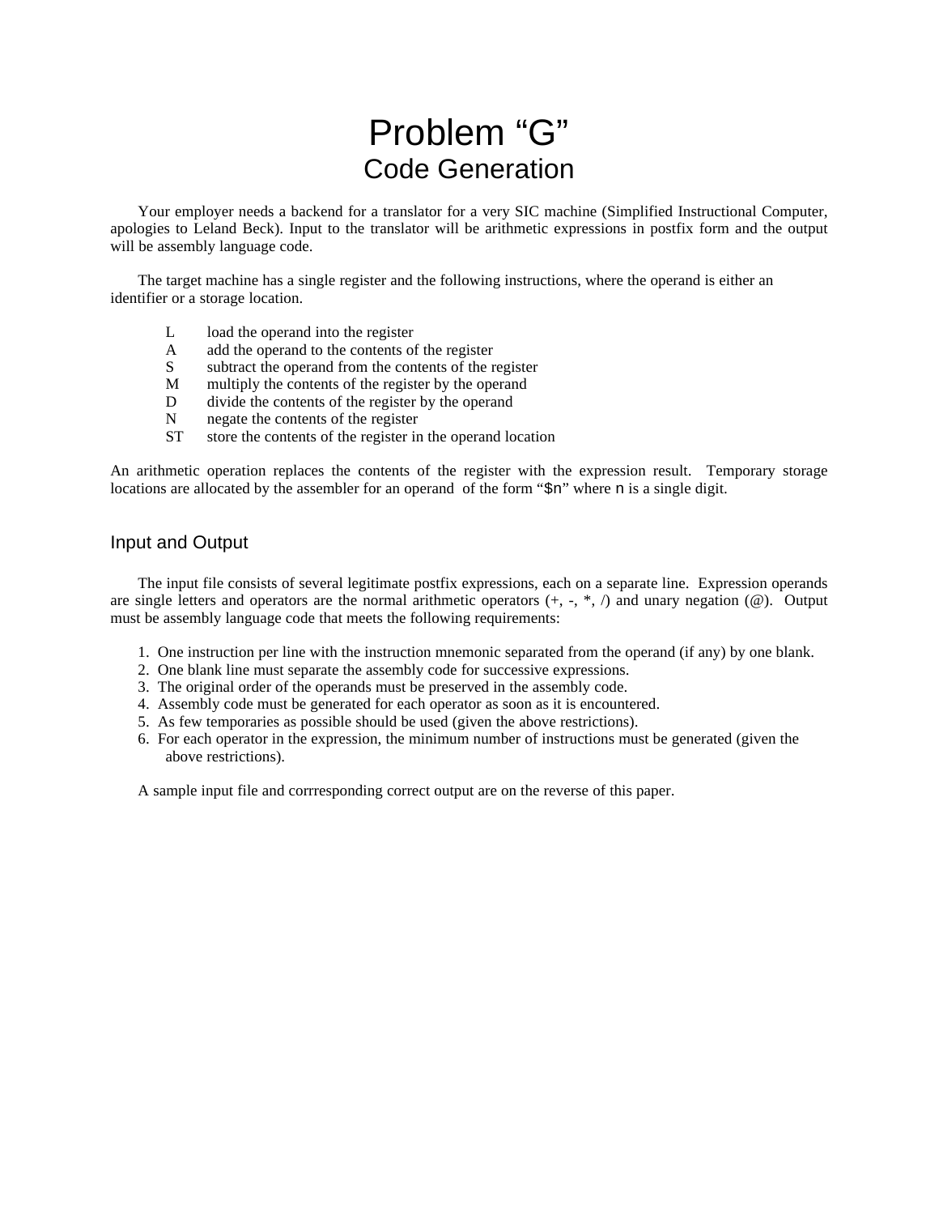# Problem “G”
## Code Generation

Your employer needs a backend for a translator for a very SIC machine (Simplified Instructional Computer, apologies to Leland Beck). Input to the translator will be arithmetic expressions in postfix form and the output will be assembly language code.

The target machine has a single register and the following instructions, where the operand is either an identifier or a storage location.

| | |
|---|---|
| L | load the operand into the register |
| A | add the operand to the contents of the register |
| S | subtract the operand from the contents of the register |
| M | multiply the contents of the register by the operand |
| D | divide the contents of the register by the operand |
| N | negate the contents of the register |
| ST | store the contents of the register in the operand location |

An arithmetic operation replaces the contents of the register with the expression result. Temporary storage locations are allocated by the assembler for an operand of the form “$n” where n is a single digit.

### Input and Output

The input file consists of several legitimate postfix expressions, each on a separate line. Expression operands are single letters and operators are the normal arithmetic operators (+, -, *, /) and unary negation (@). Output must be assembly language code that meets the following requirements:

1. One instruction per line with the instruction mnemonic separated from the operand (if any) by one blank.
2. One blank line must separate the assembly code for successive expressions.
3. The original order of the operands must be preserved in the assembly code.
4. Assembly code must be generated for each operator as soon as it is encountered.
5. As few temporaries as possible should be used (given the above restrictions).
6. For each operator in the expression, the minimum number of instructions must be generated (given the above restrictions).

A sample input file and corrresponding correct output are on the reverse of this paper.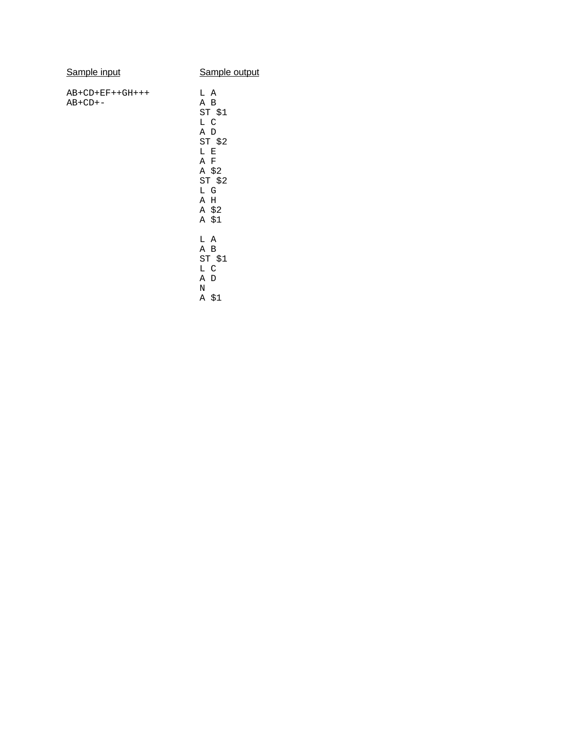Sample input

```
AB+CD+EF++GH+++
AB+CD+-
```

Sample output

```
L A
A B
ST $1
L C
A D
ST $2
L E
A F
A $2
ST $2
L G
A H
A $2
A $1

L A
A B
ST $1
L C
A D
N
A $1
```